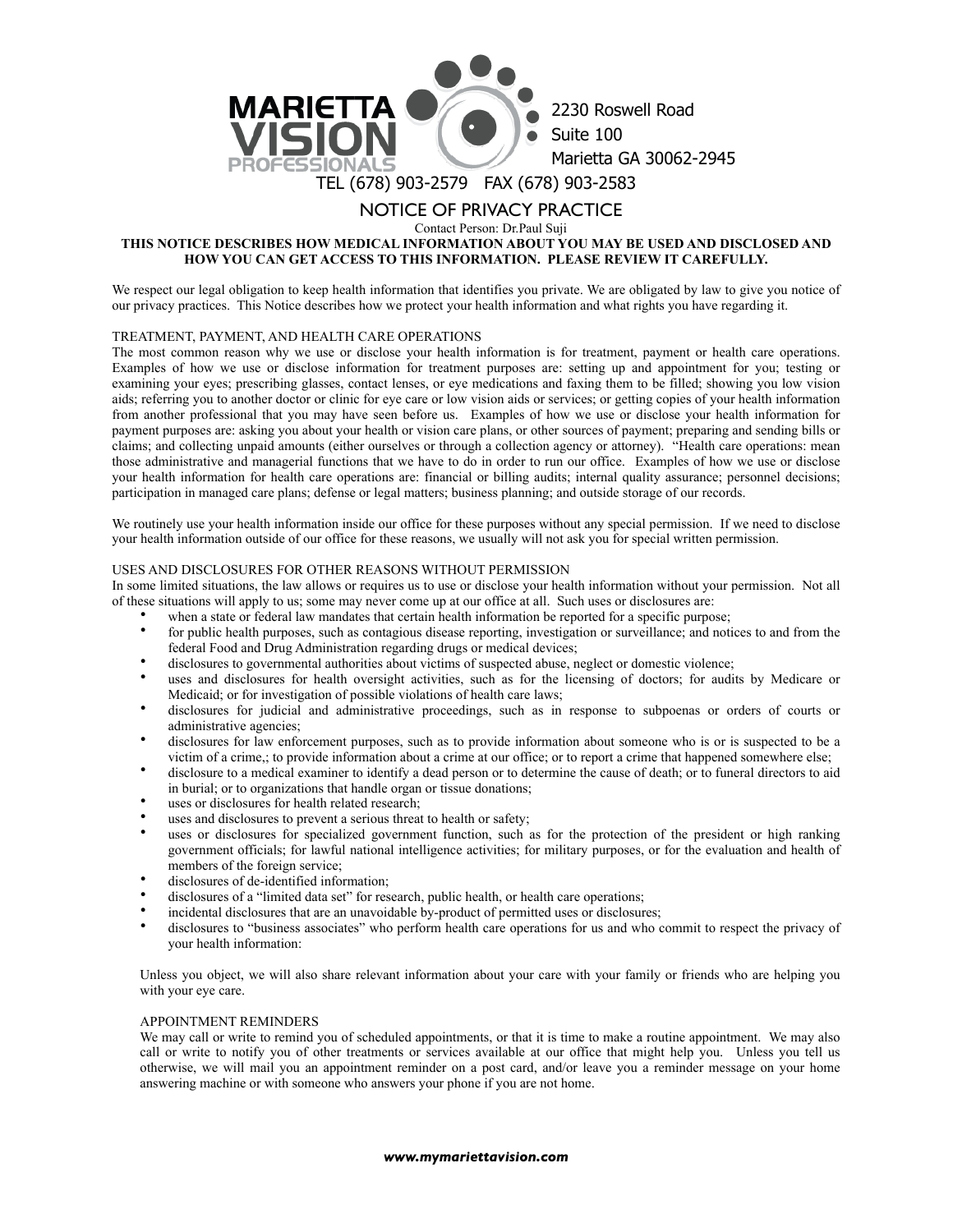**MARIETTA VISION PROFESSIONALS**

2230 Roswell Road
Suite 100
Marietta GA 30062-2945

TEL (678) 903-2579 FAX (678) 903-2583

# NOTICE OF PRIVACY PRACTICE

Contact Person: Dr.Paul Suji

**THIS NOTICE DESCRIBES HOW MEDICAL INFORMATION ABOUT YOU MAY BE USED AND DISCLOSED AND HOW YOU CAN GET ACCESS TO THIS INFORMATION. PLEASE REVIEW IT CAREFULLY.**

We respect our legal obligation to keep health information that identifies you private. We are obligated by law to give you notice of our privacy practices. This Notice describes how we protect your health information and what rights you have regarding it.

## TREATMENT, PAYMENT, AND HEALTH CARE OPERATIONS

The most common reason why we use or disclose your health information is for treatment, payment or health care operations. Examples of how we use or disclose information for treatment purposes are: setting up and appointment for you; testing or examining your eyes; prescribing glasses, contact lenses, or eye medications and faxing them to be filled; showing you low vision aids; referring you to another doctor or clinic for eye care or low vision aids or services; or getting copies of your health information from another professional that you may have seen before us. Examples of how we use or disclose your health information for payment purposes are: asking you about your health or vision care plans, or other sources of payment; preparing and sending bills or claims; and collecting unpaid amounts (either ourselves or through a collection agency or attorney). "Health care operations: mean those administrative and managerial functions that we have to do in order to run our office. Examples of how we use or disclose your health information for health care operations are: financial or billing audits; internal quality assurance; personnel decisions; participation in managed care plans; defense or legal matters; business planning; and outside storage of our records.

We routinely use your health information inside our office for these purposes without any special permission. If we need to disclose your health information outside of our office for these reasons, we usually will not ask you for special written permission.

## USES AND DISCLOSURES FOR OTHER REASONS WITHOUT PERMISSION

In some limited situations, the law allows or requires us to use or disclose your health information without your permission. Not all of these situations will apply to us; some may never come up at our office at all. Such uses or disclosures are:

- when a state or federal law mandates that certain health information be reported for a specific purpose;
- for public health purposes, such as contagious disease reporting, investigation or surveillance; and notices to and from the federal Food and Drug Administration regarding drugs or medical devices;
- disclosures to governmental authorities about victims of suspected abuse, neglect or domestic violence;
- uses and disclosures for health oversight activities, such as for the licensing of doctors; for audits by Medicare or Medicaid; or for investigation of possible violations of health care laws;
- disclosures for judicial and administrative proceedings, such as in response to subpoenas or orders of courts or administrative agencies;
- disclosures for law enforcement purposes, such as to provide information about someone who is or is suspected to be a victim of a crime,; to provide information about a crime at our office; or to report a crime that happened somewhere else;
- disclosure to a medical examiner to identify a dead person or to determine the cause of death; or to funeral directors to aid in burial; or to organizations that handle organ or tissue donations;
- uses or disclosures for health related research;
- uses and disclosures to prevent a serious threat to health or safety;
- uses or disclosures for specialized government function, such as for the protection of the president or high ranking government officials; for lawful national intelligence activities; for military purposes, or for the evaluation and health of members of the foreign service;
- disclosures of de-identified information;
- disclosures of a "limited data set" for research, public health, or health care operations;
- incidental disclosures that are an unavoidable by-product of permitted uses or disclosures;
- disclosures to "business associates" who perform health care operations for us and who commit to respect the privacy of your health information:

Unless you object, we will also share relevant information about your care with your family or friends who are helping you with your eye care.

## APPOINTMENT REMINDERS

We may call or write to remind you of scheduled appointments, or that it is time to make a routine appointment. We may also call or write to notify you of other treatments or services available at our office that might help you. Unless you tell us otherwise, we will mail you an appointment reminder on a post card, and/or leave you a reminder message on your home answering machine or with someone who answers your phone if you are not home.

***www.mymariettavision.com***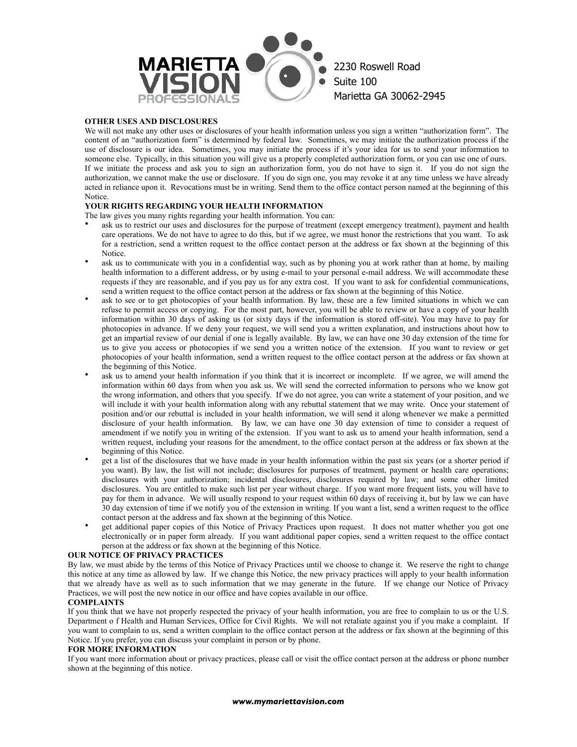MARIETTA VISION PROFESSIONALS

2230 Roswell Road
Suite 100
Marietta GA 30062-2945

**OTHER USES AND DISCLOSURES**

We will not make any other uses or disclosures of your health information unless you sign a written "authorization form". The content of an "authorization form" is determined by federal law. Sometimes, we may initiate the authorization process if the use of disclosure is our idea. Sometimes, you may initiate the process if it's your idea for us to send your information to someone else. Typically, in this situation you will give us a properly completed authorization form, or you can use one of ours. If we initiate the process and ask you to sign an authorization form, you do not have to sign it. If you do not sign the authorization, we cannot make the use or disclosure. If you do sign one, you may revoke it at any time unless we have already acted in reliance upon it. Revocations must be in writing. Send them to the office contact person named at the beginning of this Notice.

**YOUR RIGHTS REGARDING YOUR HEALTH INFORMATION**

The law gives you many rights regarding your health information. You can:

- ask us to restrict our uses and disclosures for the purpose of treatment (except emergency treatment), payment and health care operations. We do not have to agree to do this, but if we agree, we must honor the restrictions that you want. To ask for a restriction, send a written request to the office contact person at the address or fax shown at the beginning of this Notice.
- ask us to communicate with you in a confidential way, such as by phoning you at work rather than at home, by mailing health information to a different address, or by using e-mail to your personal e-mail address. We will accommodate these requests if they are reasonable, and if you pay us for any extra cost. If you want to ask for confidential communications, send a written request to the office contact person at the address or fax shown at the beginning of this Notice.
- ask to see or to get photocopies of your health information. By law, these are a few limited situations in which we can refuse to permit access or copying. For the most part, however, you will be able to review or have a copy of your health information within 30 days of asking us (or sixty days if the information is stored off-site). You may have to pay for photocopies in advance. If we deny your request, we will send you a written explanation, and instructions about how to get an impartial review of our denial if one is legally available. By law, we can have one 30 day extension of the time for us to give you access or photocopies if we send you a written notice of the extension. If you want to review or get photocopies of your health information, send a written request to the office contact person at the address or fax shown at the beginning of this Notice.
- ask us to amend your health information if you think that it is incorrect or incomplete. If we agree, we will amend the information within 60 days from when you ask us. We will send the corrected information to persons who we know got the wrong information, and others that you specify. If we do not agree, you can write a statement of your position, and we will include it with your health information along with any rebuttal statement that we may write. Once your statement of position and/or our rebuttal is included in your health information, we will send it along whenever we make a permitted disclosure of your health information. By law, we can have one 30 day extension of time to consider a request of amendment if we notify you in writing of the extension. If you want to ask us to amend your health information, send a written request, including your reasons for the amendment, to the office contact person at the address or fax shown at the beginning of this Notice.
- get a list of the disclosures that we have made in your health information within the past six years (or a shorter period if you want). By law, the list will not include; disclosures for purposes of treatment, payment or health care operations; disclosures with your authorization; incidental disclosures, disclosures required by law; and some other limited disclosures. You are entitled to make such list per year without charge. If you want more frequent lists, you will have to pay for them in advance. We will usually respond to your request within 60 days of receiving it, but by law we can have 30 day extension of time if we notify you of the extension in writing. If you want a list, send a written request to the office contact person at the address and fax shown at the beginning of this Notice.
- get additional paper copies of this Notice of Privacy Practices upon request. It does not matter whether you got one electronically or in paper form already. If you want additional paper copies, send a written request to the office contact person at the address or fax shown at the beginning of this Notice.

**OUR NOTICE OF PRIVACY PRACTICES**

By law, we must abide by the terms of this Notice of Privacy Practices until we choose to change it. We reserve the right to change this notice at any time as allowed by law. If we change this Notice, the new privacy practices will apply to your health information that we already have as well as to such information that we may generate in the future. If we change our Notice of Privacy Practices, we will post the new notice in our office and have copies available in our office.

**COMPLAINTS**

If you think that we have not properly respected the privacy of your health information, you are free to complain to us or the U.S. Department o f Health and Human Services, Office for Civil Rights. We will not retaliate against you if you make a complaint. If you want to complain to us, send a written complain to the office contact person at the address or fax shown at the beginning of this Notice. If you prefer, you can discuss your complaint in person or by phone.

**FOR MORE INFORMATION**

If you want more information about or privacy practices, please call or visit the office contact person at the address or phone number shown at the beginning of this notice.

***www.mymariettavision.com***